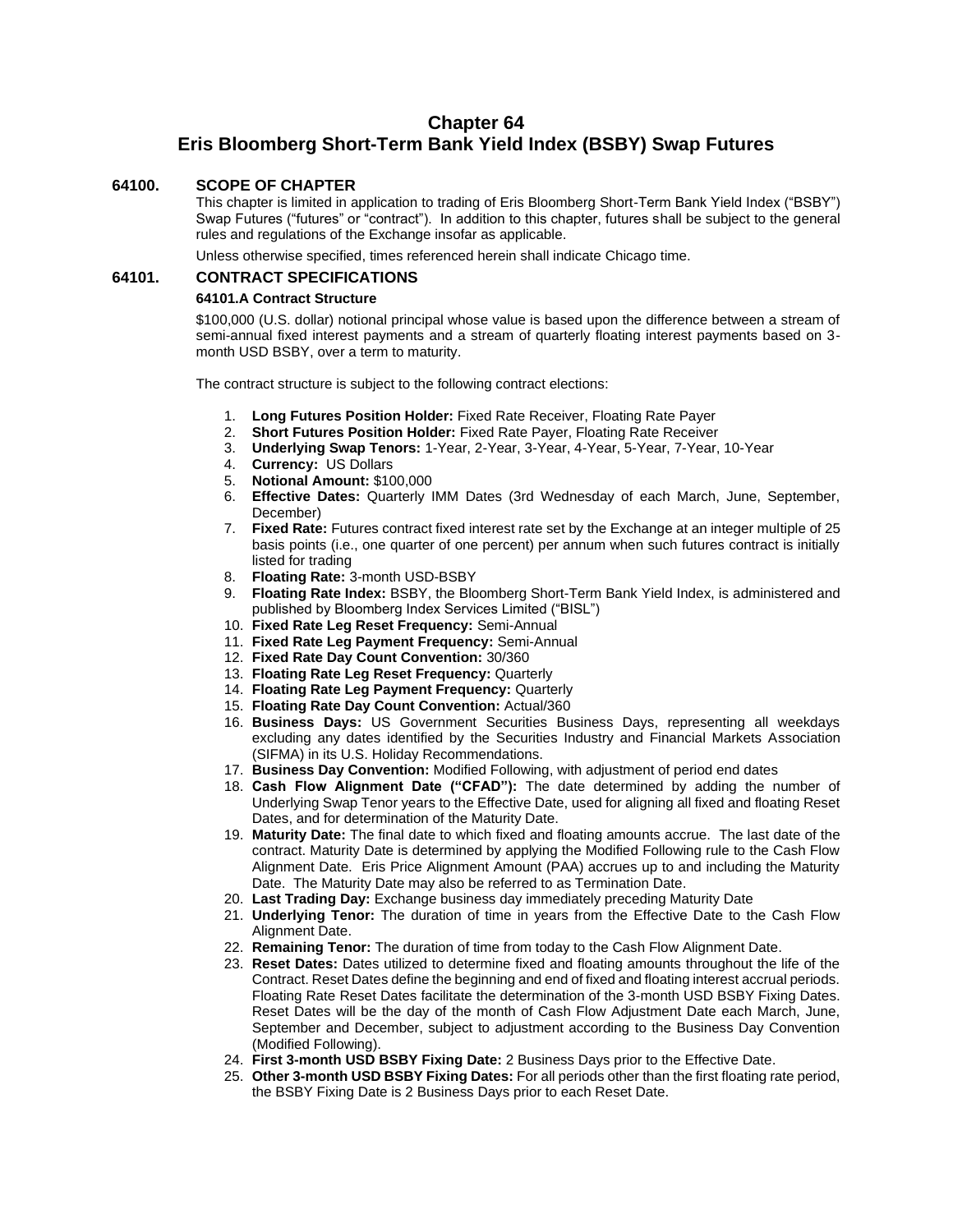# Chapter 64
# Eris Bloomberg Short-Term Bank Yield Index (BSBY) Swap Futures

## 64100. SCOPE OF CHAPTER

This chapter is limited in application to trading of Eris Bloomberg Short-Term Bank Yield Index ("BSBY") Swap Futures ("futures" or "contract"). In addition to this chapter, futures shall be subject to the general rules and regulations of the Exchange insofar as applicable.

Unless otherwise specified, times referenced herein shall indicate Chicago time.

## 64101. CONTRACT SPECIFICATIONS

### 64101.A Contract Structure

$100,000 (U.S. dollar) notional principal whose value is based upon the difference between a stream of semi-annual fixed interest payments and a stream of quarterly floating interest payments based on 3-month USD BSBY, over a term to maturity.

The contract structure is subject to the following contract elections:

1. **Long Futures Position Holder:** Fixed Rate Receiver, Floating Rate Payer
2. **Short Futures Position Holder:** Fixed Rate Payer, Floating Rate Receiver
3. **Underlying Swap Tenors:** 1-Year, 2-Year, 3-Year, 4-Year, 5-Year, 7-Year, 10-Year
4. **Currency:** US Dollars
5. **Notional Amount:** $100,000
6. **Effective Dates:** Quarterly IMM Dates (3rd Wednesday of each March, June, September, December)
7. **Fixed Rate:** Futures contract fixed interest rate set by the Exchange at an integer multiple of 25 basis points (i.e., one quarter of one percent) per annum when such futures contract is initially listed for trading
8. **Floating Rate:** 3-month USD-BSBY
9. **Floating Rate Index:** BSBY, the Bloomberg Short-Term Bank Yield Index, is administered and published by Bloomberg Index Services Limited ("BISL")
10. **Fixed Rate Leg Reset Frequency:** Semi-Annual
11. **Fixed Rate Leg Payment Frequency:** Semi-Annual
12. **Fixed Rate Day Count Convention:** 30/360
13. **Floating Rate Leg Reset Frequency:** Quarterly
14. **Floating Rate Leg Payment Frequency:** Quarterly
15. **Floating Rate Day Count Convention:** Actual/360
16. **Business Days:** US Government Securities Business Days, representing all weekdays excluding any dates identified by the Securities Industry and Financial Markets Association (SIFMA) in its U.S. Holiday Recommendations.
17. **Business Day Convention:** Modified Following, with adjustment of period end dates
18. **Cash Flow Alignment Date ("CFAD"):** The date determined by adding the number of Underlying Swap Tenor years to the Effective Date, used for aligning all fixed and floating Reset Dates, and for determination of the Maturity Date.
19. **Maturity Date:** The final date to which fixed and floating amounts accrue. The last date of the contract. Maturity Date is determined by applying the Modified Following rule to the Cash Flow Alignment Date. Eris Price Alignment Amount (PAA) accrues up to and including the Maturity Date. The Maturity Date may also be referred to as Termination Date.
20. **Last Trading Day:** Exchange business day immediately preceding Maturity Date
21. **Underlying Tenor:** The duration of time in years from the Effective Date to the Cash Flow Alignment Date.
22. **Remaining Tenor:** The duration of time from today to the Cash Flow Alignment Date.
23. **Reset Dates:** Dates utilized to determine fixed and floating amounts throughout the life of the Contract. Reset Dates define the beginning and end of fixed and floating interest accrual periods. Floating Rate Reset Dates facilitate the determination of the 3-month USD BSBY Fixing Dates. Reset Dates will be the day of the month of Cash Flow Adjustment Date each March, June, September and December, subject to adjustment according to the Business Day Convention (Modified Following).
24. **First 3-month USD BSBY Fixing Date:** 2 Business Days prior to the Effective Date.
25. **Other 3-month USD BSBY Fixing Dates:** For all periods other than the first floating rate period, the BSBY Fixing Date is 2 Business Days prior to each Reset Date.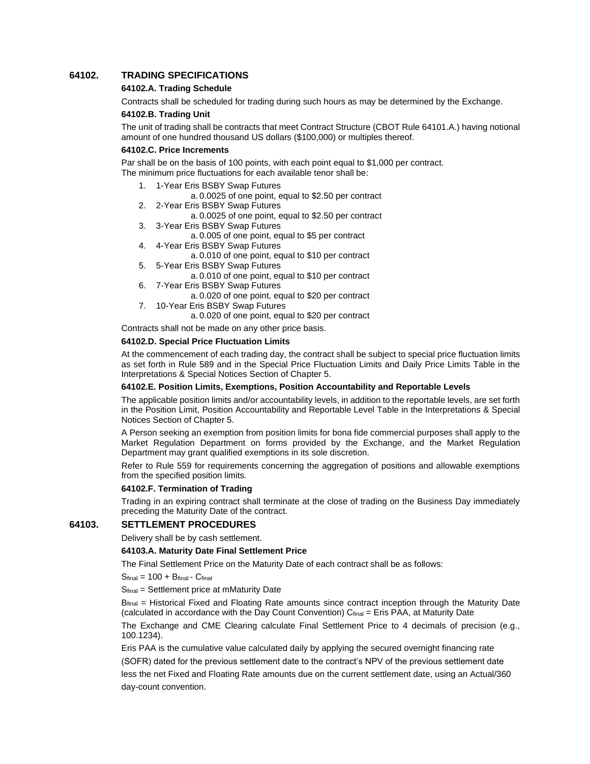## 64102. TRADING SPECIFICATIONS

### 64102.A. Trading Schedule

Contracts shall be scheduled for trading during such hours as may be determined by the Exchange.

### 64102.B. Trading Unit

The unit of trading shall be contracts that meet Contract Structure (CBOT Rule 64101.A.) having notional amount of one hundred thousand US dollars ($100,000) or multiples thereof.

### 64102.C. Price Increments

Par shall be on the basis of 100 points, with each point equal to $1,000 per contract.
The minimum price fluctuations for each available tenor shall be:

1. 1-Year Eris BSBY Swap Futures
   a. 0.0025 of one point, equal to $2.50 per contract
2. 2-Year Eris BSBY Swap Futures
   a. 0.0025 of one point, equal to $2.50 per contract
3. 3-Year Eris BSBY Swap Futures
   a. 0.005 of one point, equal to $5 per contract
4. 4-Year Eris BSBY Swap Futures
   a. 0.010 of one point, equal to $10 per contract
5. 5-Year Eris BSBY Swap Futures
   a. 0.010 of one point, equal to $10 per contract
6. 7-Year Eris BSBY Swap Futures
   a. 0.020 of one point, equal to $20 per contract
7. 10-Year Eris BSBY Swap Futures
   a. 0.020 of one point, equal to $20 per contract

Contracts shall not be made on any other price basis.

### 64102.D. Special Price Fluctuation Limits

At the commencement of each trading day, the contract shall be subject to special price fluctuation limits as set forth in Rule 589 and in the Special Price Fluctuation Limits and Daily Price Limits Table in the Interpretations & Special Notices Section of Chapter 5.

### 64102.E. Position Limits, Exemptions, Position Accountability and Reportable Levels

The applicable position limits and/or accountability levels, in addition to the reportable levels, are set forth in the Position Limit, Position Accountability and Reportable Level Table in the Interpretations & Special Notices Section of Chapter 5.

A Person seeking an exemption from position limits for bona fide commercial purposes shall apply to the Market Regulation Department on forms provided by the Exchange, and the Market Regulation Department may grant qualified exemptions in its sole discretion.

Refer to Rule 559 for requirements concerning the aggregation of positions and allowable exemptions from the specified position limits.

### 64102.F. Termination of Trading

Trading in an expiring contract shall terminate at the close of trading on the Business Day immediately preceding the Maturity Date of the contract.

## 64103. SETTLEMENT PROCEDURES

Delivery shall be by cash settlement.

### 64103.A. Maturity Date Final Settlement Price

The Final Settlement Price on the Maturity Date of each contract shall be as follows:

$S_{final} = 100 + B_{final} - C_{final}$

$S_{final}$ = Settlement price at mMaturity Date

$B_{final}$ = Historical Fixed and Floating Rate amounts since contract inception through the Maturity Date (calculated in accordance with the Day Count Convention) $C_{final}$ = Eris PAA, at Maturity Date

The Exchange and CME Clearing calculate Final Settlement Price to 4 decimals of precision (e.g., 100.1234).

Eris PAA is the cumulative value calculated daily by applying the secured overnight financing rate (SOFR) dated for the previous settlement date to the contract's NPV of the previous settlement date less the net Fixed and Floating Rate amounts due on the current settlement date, using an Actual/360 day-count convention.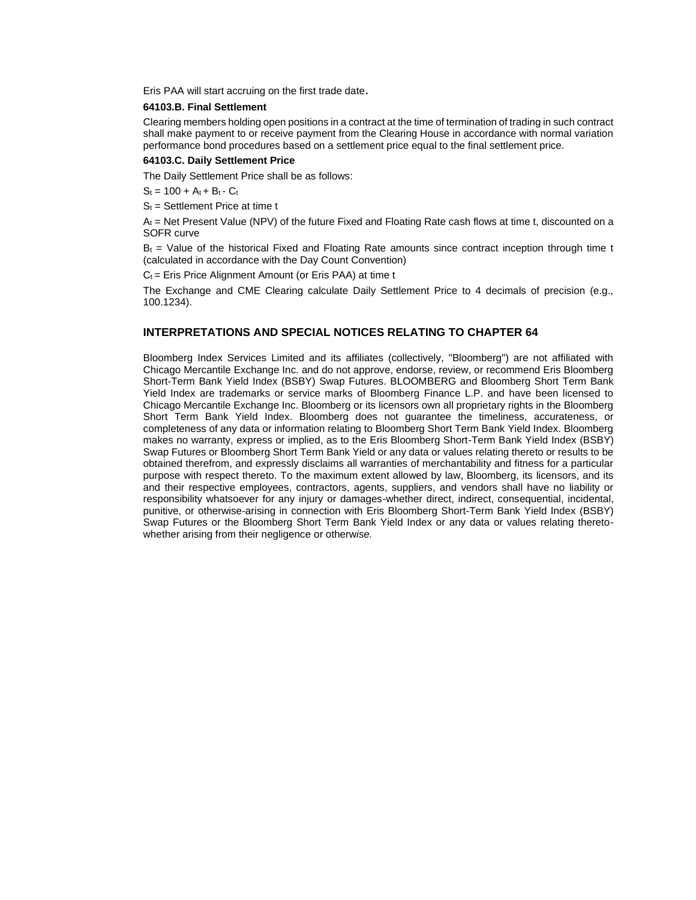Eris PAA will start accruing on the first trade date.

### 64103.B. Final Settlement

Clearing members holding open positions in a contract at the time of termination of trading in such contract shall make payment to or receive payment from the Clearing House in accordance with normal variation performance bond procedures based on a settlement price equal to the final settlement price.

### 64103.C. Daily Settlement Price

The Daily Settlement Price shall be as follows:

$S_t = 100 + A_t + B_t - C_t$

$S_t$ = Settlement Price at time t

$A_t$ = Net Present Value (NPV) of the future Fixed and Floating Rate cash flows at time t, discounted on a SOFR curve

$B_t$ = Value of the historical Fixed and Floating Rate amounts since contract inception through time t (calculated in accordance with the Day Count Convention)

$C_t$ = Eris Price Alignment Amount (or Eris PAA) at time t

The Exchange and CME Clearing calculate Daily Settlement Price to 4 decimals of precision (e.g., 100.1234).

## INTERPRETATIONS AND SPECIAL NOTICES RELATING TO CHAPTER 64

Bloomberg Index Services Limited and its affiliates (collectively, "Bloomberg") are not affiliated with Chicago Mercantile Exchange Inc. and do not approve, endorse, review, or recommend Eris Bloomberg Short-Term Bank Yield Index (BSBY) Swap Futures. BLOOMBERG and Bloomberg Short Term Bank Yield Index are trademarks or service marks of Bloomberg Finance L.P. and have been licensed to Chicago Mercantile Exchange Inc. Bloomberg or its licensors own all proprietary rights in the Bloomberg Short Term Bank Yield Index. Bloomberg does not guarantee the timeliness, accurateness, or completeness of any data or information relating to Bloomberg Short Term Bank Yield Index. Bloomberg makes no warranty, express or implied, as to the Eris Bloomberg Short-Term Bank Yield Index (BSBY) Swap Futures or Bloomberg Short Term Bank Yield or any data or values relating thereto or results to be obtained therefrom, and expressly disclaims all warranties of merchantability and fitness for a particular purpose with respect thereto. To the maximum extent allowed by law, Bloomberg, its licensors, and its and their respective employees, contractors, agents, suppliers, and vendors shall have no liability or responsibility whatsoever for any injury or damages-whether direct, indirect, consequential, incidental, punitive, or otherwise-arising in connection with Eris Bloomberg Short-Term Bank Yield Index (BSBY) Swap Futures or the Bloomberg Short Term Bank Yield Index or any data or values relating thereto-whether arising from their negligence or otherw*ise.*